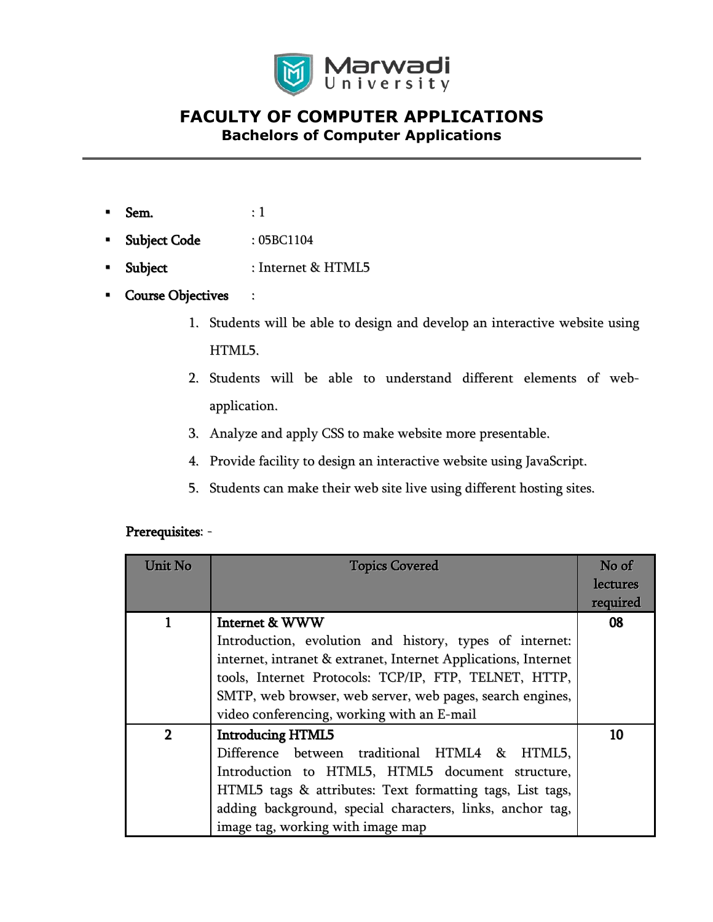Marwadi University

# FACULTY OF COMPUTER APPLICATIONS

## Bachelors of Computer Applications

- **Sem.** : 1
- **Subject Code** : 05BC1104
- **Subject** : Internet & HTML5
- **Course Objectives** :
  1. Students will be able to design and develop an interactive website using HTML5.
  2. Students will be able to understand different elements of web-application.
  3. Analyze and apply CSS to make website more presentable.
  4. Provide facility to design an interactive website using JavaScript.
  5. Students can make their web site live using different hosting sites.

**Prerequisites**: -

| Unit No | Topics Covered | No of lectures required |
|---|---|---|
| 1 | **Internet & WWW**<br>Introduction, evolution and history, types of internet: internet, intranet & extranet, Internet Applications, Internet tools, Internet Protocols: TCP/IP, FTP, TELNET, HTTP, SMTP, web browser, web server, web pages, search engines, video conferencing, working with an E-mail | **08** |
| 2 | **Introducing HTML5**<br>Difference between traditional HTML4 & HTML5, Introduction to HTML5, HTML5 document structure, HTML5 tags & attributes: Text formatting tags, List tags, adding background, special characters, links, anchor tag, image tag, working with image map | **10** |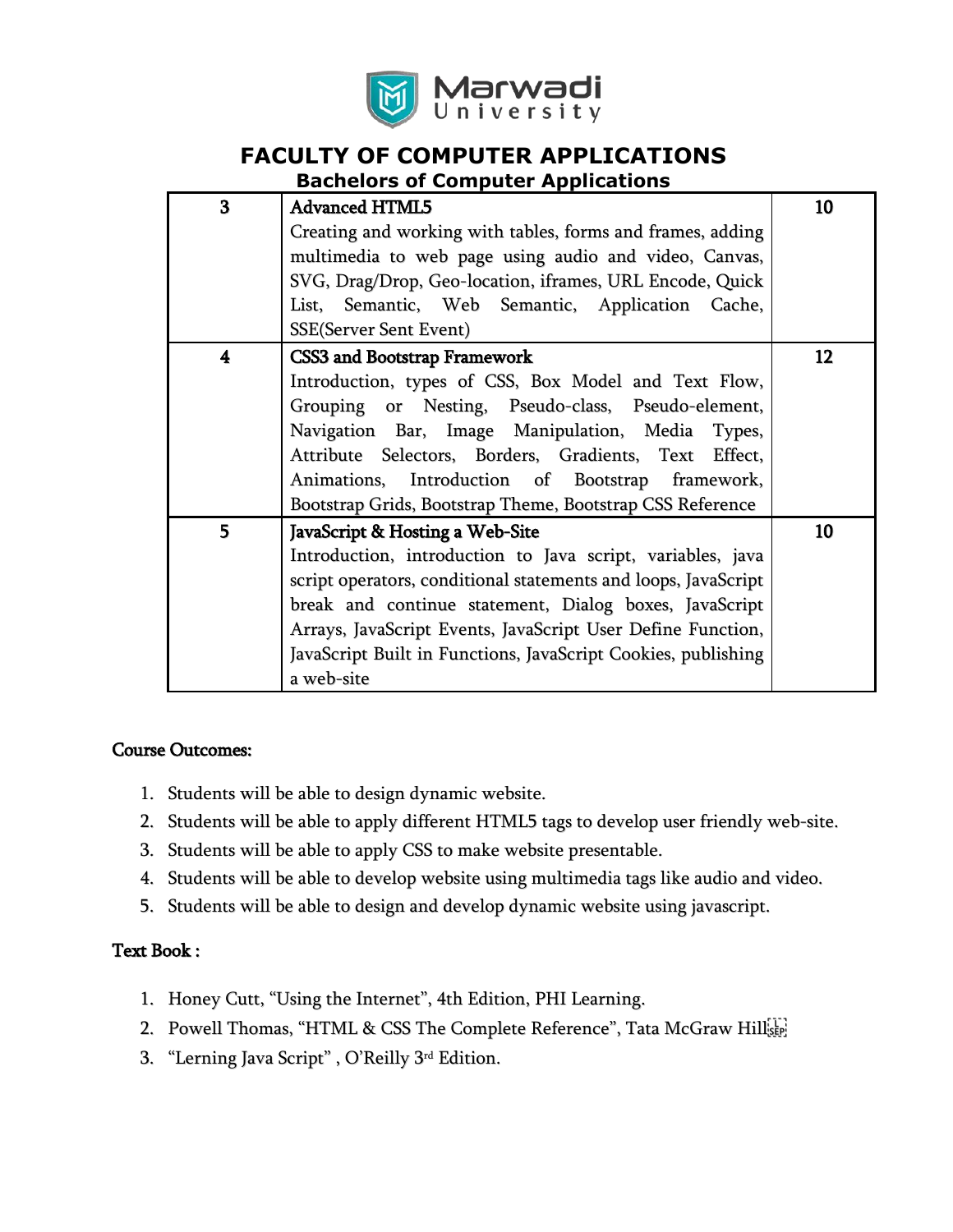# FACULTY OF COMPUTER APPLICATIONS

## Bachelors of Computer Applications

| | | |
|---|---|---|
| 3 | **Advanced HTML5**<br>Creating and working with tables, forms and frames, adding multimedia to web page using audio and video, Canvas, SVG, Drag/Drop, Geo-location, iframes, URL Encode, Quick List, Semantic, Web Semantic, Application Cache, SSE(Server Sent Event) | 10 |
| 4 | **CSS3 and Bootstrap Framework**<br>Introduction, types of CSS, Box Model and Text Flow, Grouping or Nesting, Pseudo-class, Pseudo-element, Navigation Bar, Image Manipulation, Media Types, Attribute Selectors, Borders, Gradients, Text Effect, Animations, Introduction of Bootstrap framework, Bootstrap Grids, Bootstrap Theme, Bootstrap CSS Reference | 12 |
| 5 | **JavaScript & Hosting a Web-Site**<br>Introduction, introduction to Java script, variables, java script operators, conditional statements and loops, JavaScript break and continue statement, Dialog boxes, JavaScript Arrays, JavaScript Events, JavaScript User Define Function, JavaScript Built in Functions, JavaScript Cookies, publishing a web-site | 10 |

**Course Outcomes:**

1. Students will be able to design dynamic website.
2. Students will be able to apply different HTML5 tags to develop user friendly web-site.
3. Students will be able to apply CSS to make website presentable.
4. Students will be able to develop website using multimedia tags like audio and video.
5. Students will be able to design and develop dynamic website using javascript.

**Text Book :**

1. Honey Cutt, "Using the Internet", 4th Edition, PHI Learning.
2. Powell Thomas, "HTML & CSS The Complete Reference", Tata McGraw Hill
3. "Lerning Java Script" , O'Reilly 3rd Edition.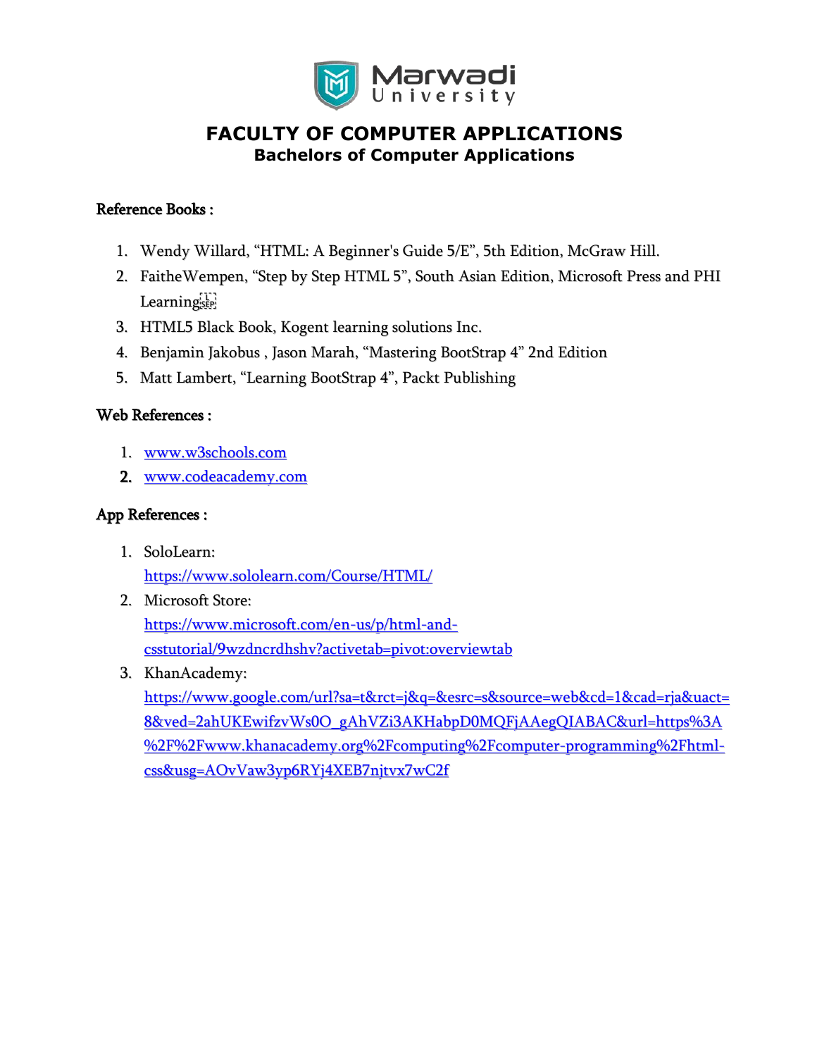# FACULTY OF COMPUTER APPLICATIONS
## Bachelors of Computer Applications

**Reference Books :**

1. Wendy Willard, "HTML: A Beginner's Guide 5/E", 5th Edition, McGraw Hill.
2. FaitheWempen, "Step by Step HTML 5", South Asian Edition, Microsoft Press and PHI Learning
3. HTML5 Black Book, Kogent learning solutions Inc.
4. Benjamin Jakobus , Jason Marah, "Mastering BootStrap 4" 2nd Edition
5. Matt Lambert, "Learning BootStrap 4", Packt Publishing

**Web References :**

1. www.w3schools.com
2. www.codeacademy.com

**App References :**

1. SoloLearn:
   https://www.sololearn.com/Course/HTML/
2. Microsoft Store:
   https://www.microsoft.com/en-us/p/html-and-csstutorial/9wzdncrdhshv?activetab=pivot:overviewtab
3. KhanAcademy:
   https://www.google.com/url?sa=t&rct=j&q=&esrc=s&source=web&cd=1&cad=rja&uact=8&ved=2ahUKEwifzvWs0O_gAhVZi3AKHabpD0MQFjAAegQIABAC&url=https%3A%2F%2Fwww.khanacademy.org%2Fcomputing%2Fcomputer-programming%2Fhtml-css&usg=AOvVaw3yp6RYj4XEB7njtvx7wC2f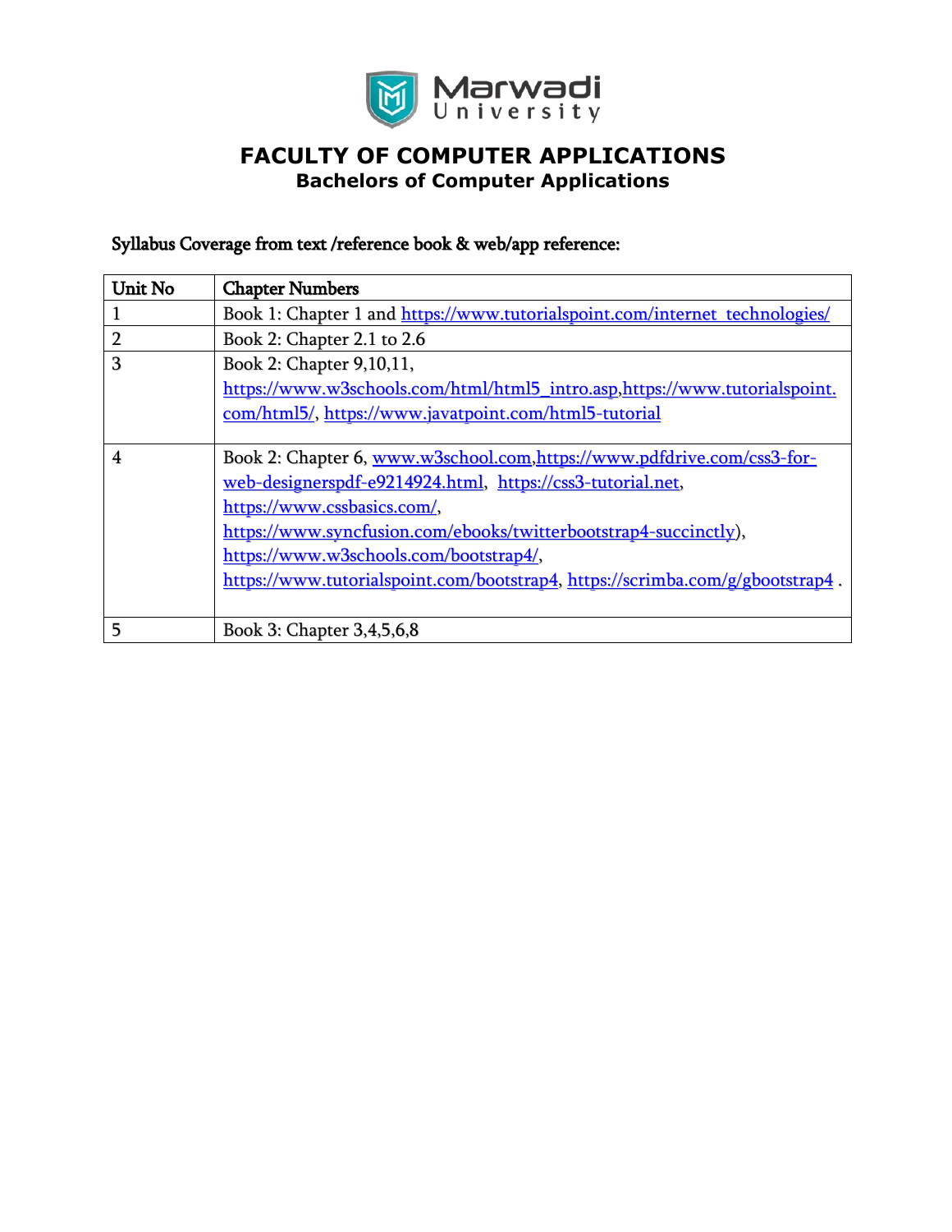# FACULTY OF COMPUTER APPLICATIONS

## Bachelors of Computer Applications

Syllabus Coverage from text /reference book & web/app reference:

| Unit No | Chapter Numbers |
|---|---|
| 1 | Book 1: Chapter 1 and https://www.tutorialspoint.com/internet_technologies/ |
| 2 | Book 2: Chapter 2.1 to 2.6 |
| 3 | Book 2: Chapter 9,10,11, https://www.w3schools.com/html/html5_intro.asp,https://www.tutorialspoint.com/html5/, https://www.javatpoint.com/html5-tutorial |
| 4 | Book 2: Chapter 6, www.w3school.com,https://www.pdfdrive.com/css3-for-web-designerspdf-e9214924.html, https://css3-tutorial.net, https://www.cssbasics.com/, https://www.syncfusion.com/ebooks/twitterbootstrap4-succinctly), https://www.w3schools.com/bootstrap4/, https://www.tutorialspoint.com/bootstrap4, https://scrimba.com/g/gbootstrap4 . |
| 5 | Book 3: Chapter 3,4,5,6,8 |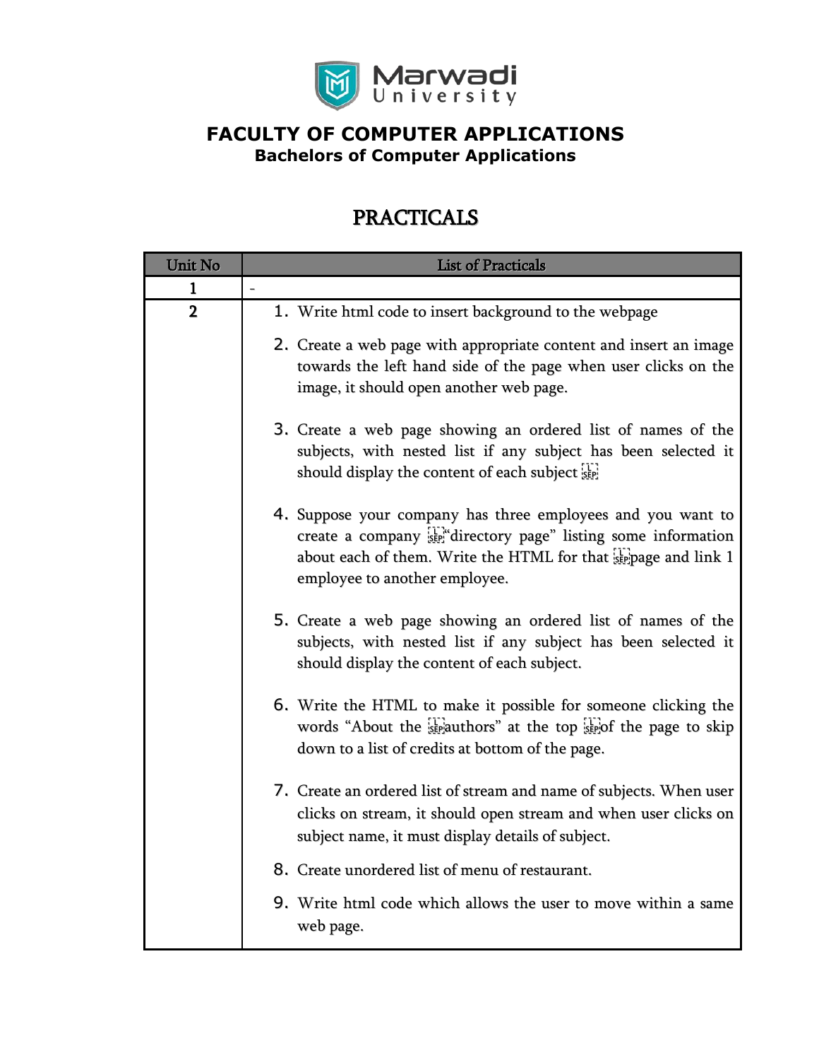# FACULTY OF COMPUTER APPLICATIONS

## Bachelors of Computer Applications

## PRACTICALS

| Unit No | List of Practicals |
|---|---|
| 1 | - |
| 2 | 1. Write html code to insert background to the webpage<br>2. Create a web page with appropriate content and insert an image towards the left hand side of the page when user clicks on the image, it should open another web page.<br>3. Create a web page showing an ordered list of names of the subjects, with nested list if any subject has been selected it should display the content of each subject<br>4. Suppose your company has three employees and you want to create a company "directory page" listing some information about each of them. Write the HTML for that page and link 1 employee to another employee.<br>5. Create a web page showing an ordered list of names of the subjects, with nested list if any subject has been selected it should display the content of each subject.<br>6. Write the HTML to make it possible for someone clicking the words "About the authors" at the top of the page to skip down to a list of credits at bottom of the page.<br>7. Create an ordered list of stream and name of subjects. When user clicks on stream, it should open stream and when user clicks on subject name, it must display details of subject.<br>8. Create unordered list of menu of restaurant.<br>9. Write html code which allows the user to move within a same web page. |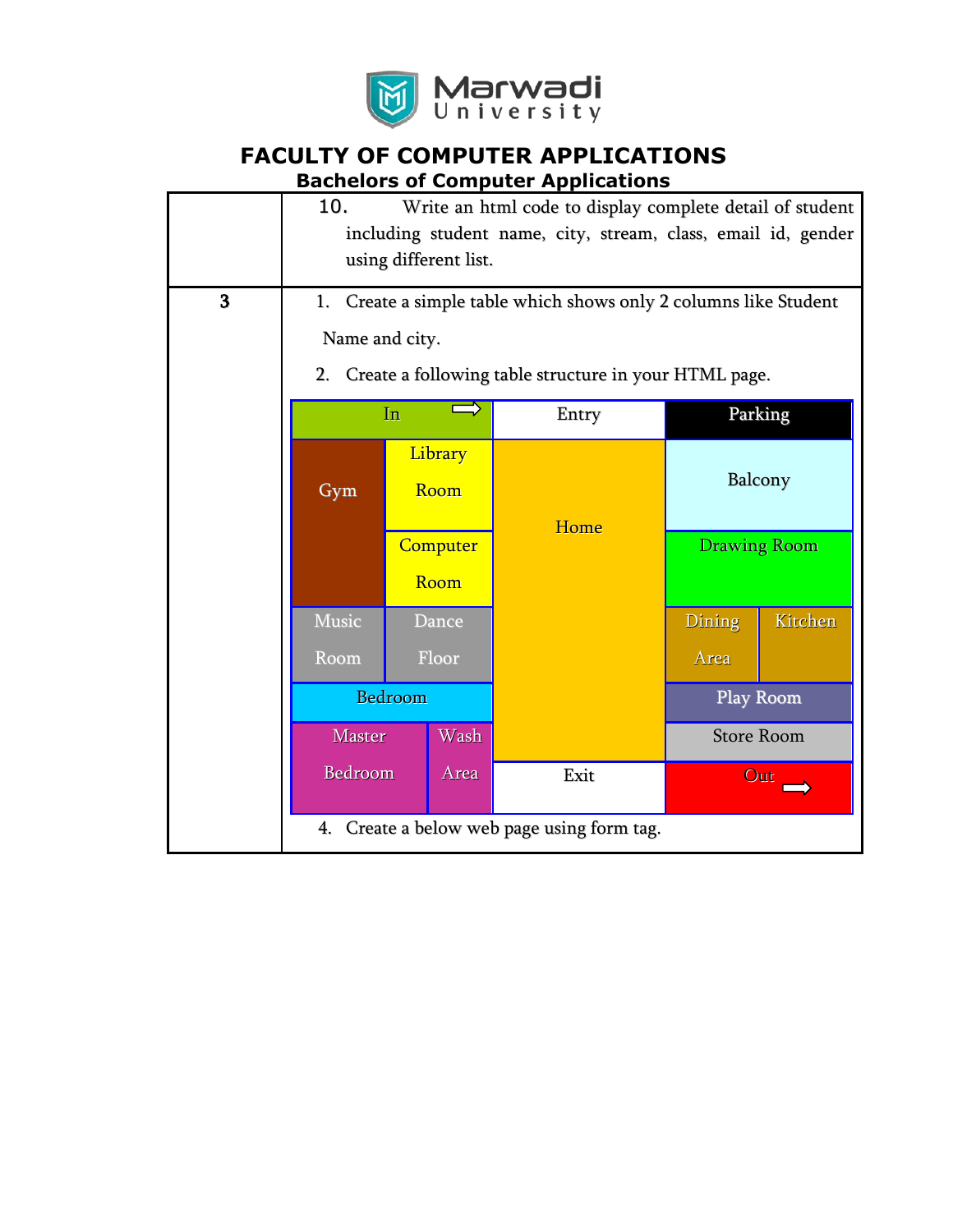# FACULTY OF COMPUTER APPLICATIONS

## Bachelors of Computer Applications

| | |
|---|---|
| | 10. Write an html code to display complete detail of student including student name, city, stream, class, email id, gender using different list. |
| **3** | 1. Create a simple table which shows only 2 columns like Student Name and city.<br>2. Create a following table structure in your HTML page.<br>4. Create a below web page using form tag. |

| In ⇨ | | Entry | Parking | |
|---|---|---|---|---|
| Gym | Library Room | Home | Balcony | |
| | Computer Room | | Drawing Room | |
| Music Room | Dance Floor | | Dining Area | Kitchen |
| Bedroom | | | Play Room | |
| Master Bedroom | Wash Area | | Store Room | |
| | | Exit | Out ⇨ | |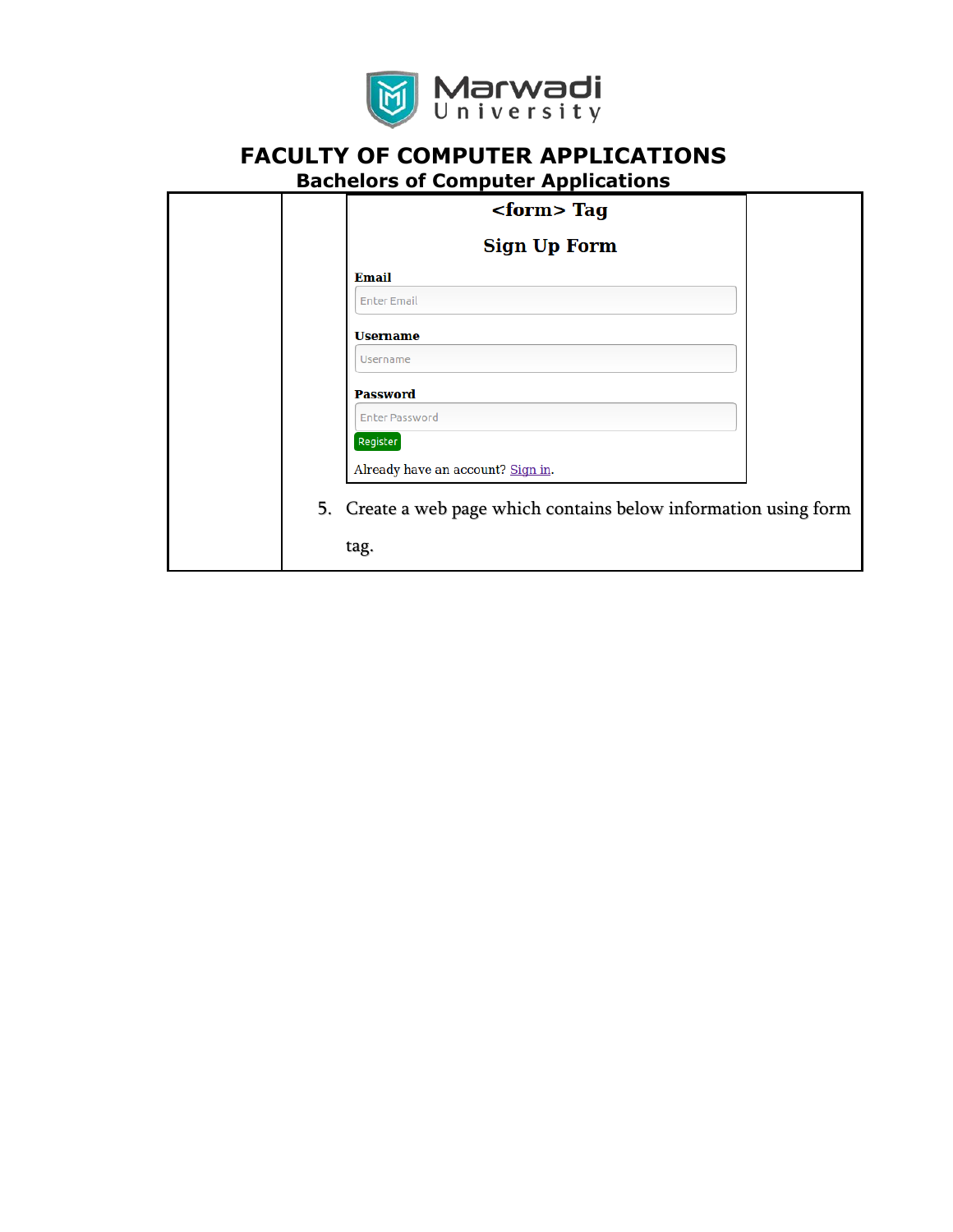# FACULTY OF COMPUTER APPLICATIONS

## Bachelors of Computer Applications

| | |
|---|---|
| | **<form> Tag**<br><br>**Sign Up Form**<br><br>**Email**<br>Enter Email<br><br>**Username**<br>Username<br><br>**Password**<br>Enter Password<br><br>Register<br><br>Already have an account? Sign in.<br><br>5. Create a web page which contains below information using form tag. |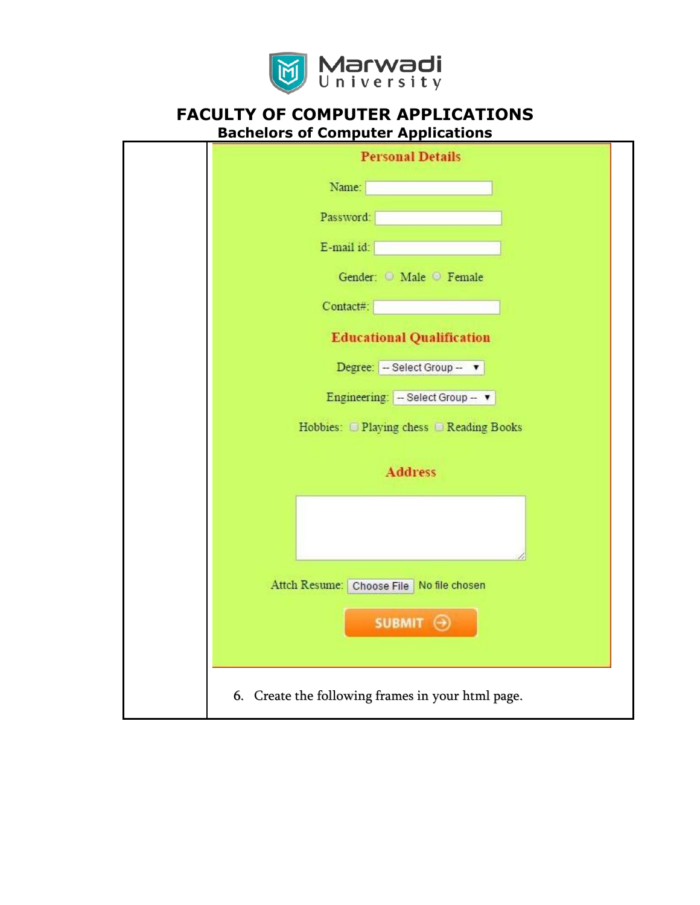# FACULTY OF COMPUTER APPLICATIONS

## Bachelors of Computer Applications

**Personal Details**

Name:

Password:

E-mail id:

Gender: Male Female

Contact#:

**Educational Qualification**

Degree: -- Select Group --

Engineering: -- Select Group --

Hobbies: Playing chess Reading Books

**Address**

Attch Resume: Choose File No file chosen

SUBMIT

6. Create the following frames in your html page.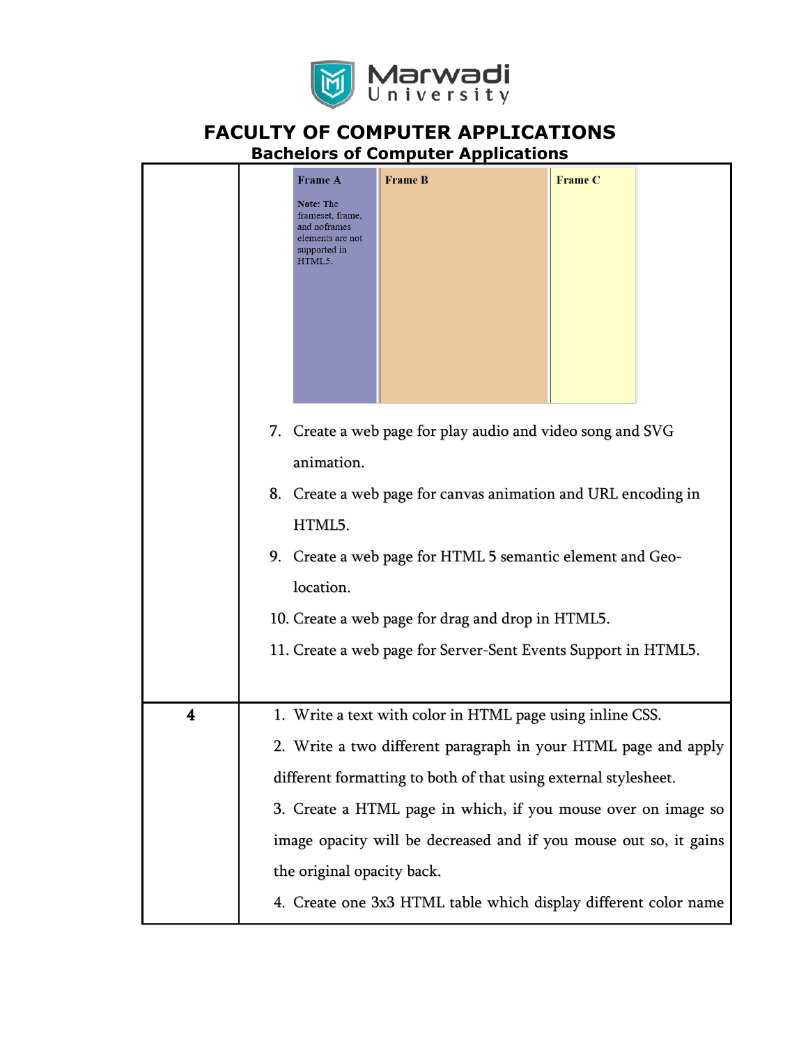# FACULTY OF COMPUTER APPLICATIONS

## Bachelors of Computer Applications

| | |
|---|---|
| | Frame A<br><br>Note: The frameset, frame, and noframes elements are not supported in HTML5.<br><br>Frame B<br><br>Frame C<br><br>7. Create a web page for play audio and video song and SVG animation.<br>8. Create a web page for canvas animation and URL encoding in HTML5.<br>9. Create a web page for HTML 5 semantic element and Geo-location.<br>10. Create a web page for drag and drop in HTML5.<br>11. Create a web page for Server-Sent Events Support in HTML5. |
| **4** | 1. Write a text with color in HTML page using inline CSS.<br>2. Write a two different paragraph in your HTML page and apply different formatting to both of that using external stylesheet.<br>3. Create a HTML page in which, if you mouse over on image so image opacity will be decreased and if you mouse out so, it gains the original opacity back.<br>4. Create one 3x3 HTML table which display different color name |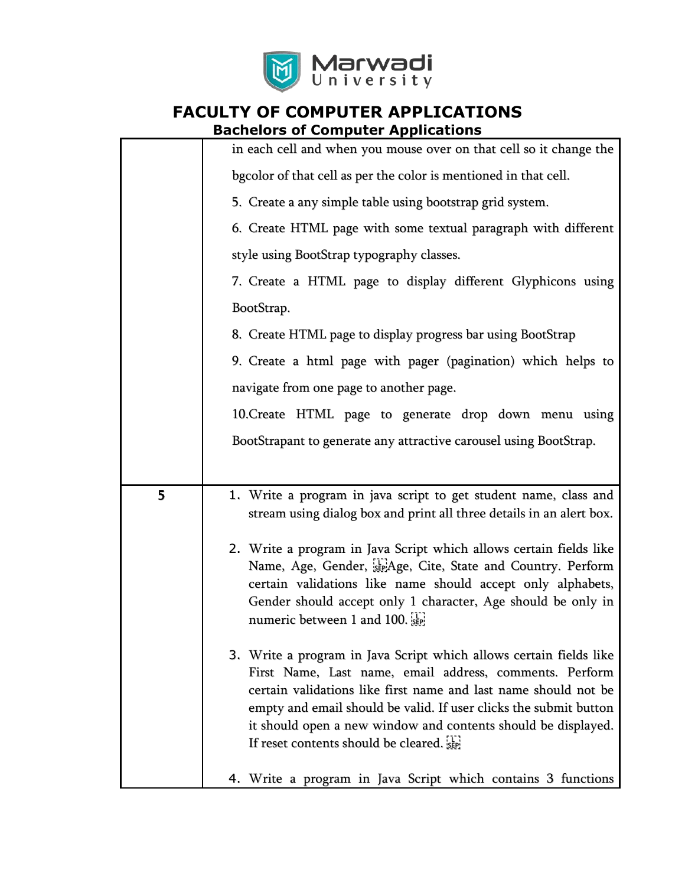# FACULTY OF COMPUTER APPLICATIONS

## Bachelors of Computer Applications

| | |
|---|---|
| | in each cell and when you mouse over on that cell so it change the bgcolor of that cell as per the color is mentioned in that cell.<br>5. Create a any simple table using bootstrap grid system.<br>6. Create HTML page with some textual paragraph with different style using BootStrap typography classes.<br>7. Create a HTML page to display different Glyphicons using BootStrap.<br>8. Create HTML page to display progress bar using BootStrap<br>9. Create a html page with pager (pagination) which helps to navigate from one page to another page.<br>10.Create HTML page to generate drop down menu using BootStrapant to generate any attractive carousel using BootStrap. |
| 5 | 1. Write a program in java script to get student name, class and stream using dialog box and print all three details in an alert box.<br>2. Write a program in Java Script which allows certain fields like Name, Age, Gender, Age, Cite, State and Country. Perform certain validations like name should accept only alphabets, Gender should accept only 1 character, Age should be only in numeric between 1 and 100.<br>3. Write a program in Java Script which allows certain fields like First Name, Last name, email address, comments. Perform certain validations like first name and last name should not be empty and email should be valid. If user clicks the submit button it should open a new window and contents should be displayed. If reset contents should be cleared.<br>4. Write a program in Java Script which contains 3 functions |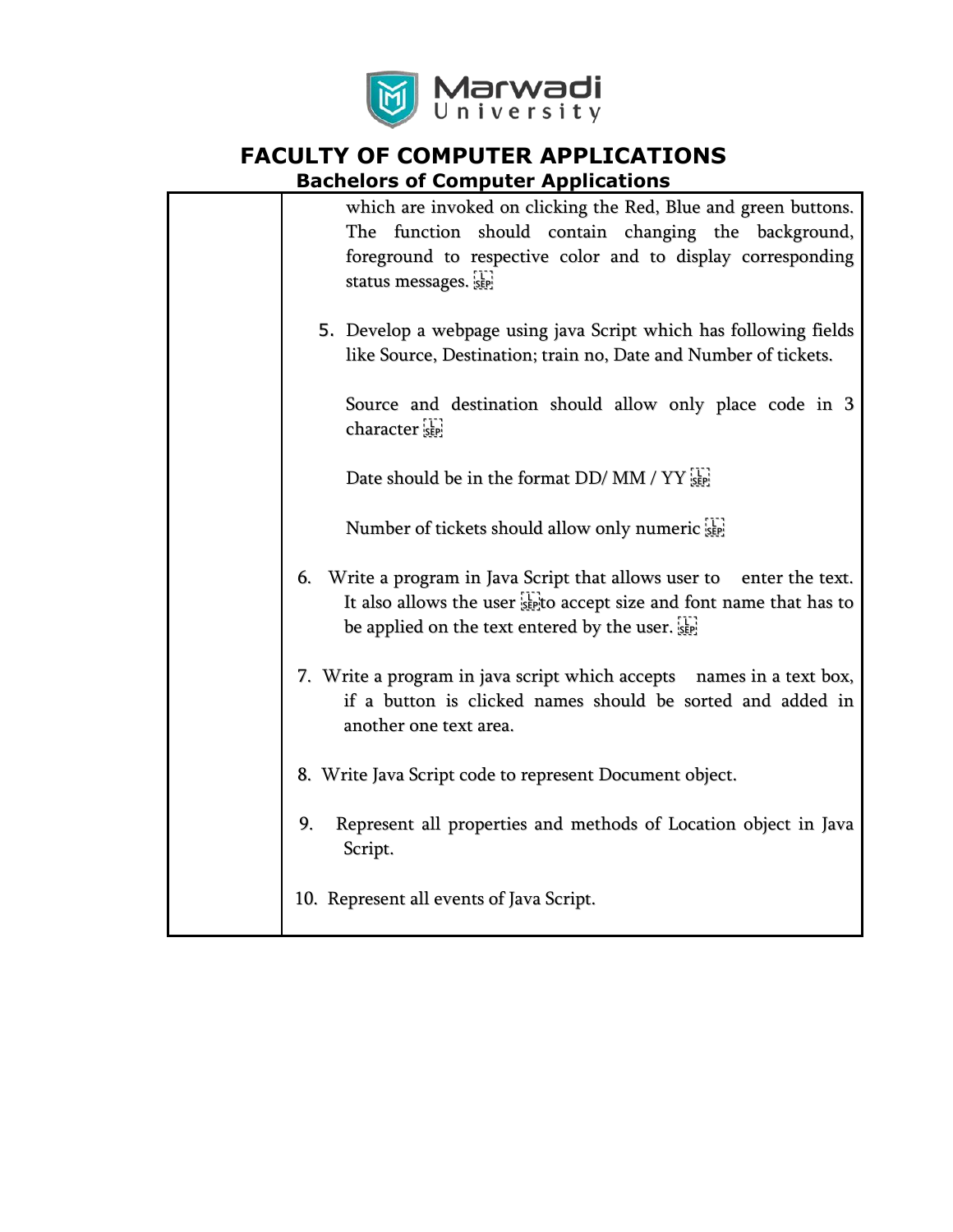| | |
|---|---|
| | which are invoked on clicking the Red, Blue and green buttons. The function should contain changing the background, foreground to respective color and to display corresponding status messages.<br><br>5. Develop a webpage using java Script which has following fields like Source, Destination; train no, Date and Number of tickets.<br><br>Source and destination should allow only place code in 3 character<br><br>Date should be in the format DD/ MM / YY<br><br>Number of tickets should allow only numeric<br><br>6. Write a program in Java Script that allows user to enter the text. It also allows the user to accept size and font name that has to be applied on the text entered by the user.<br><br>7. Write a program in java script which accepts names in a text box, if a button is clicked names should be sorted and added in another one text area.<br><br>8. Write Java Script code to represent Document object.<br><br>9. Represent all properties and methods of Location object in Java Script.<br><br>10. Represent all events of Java Script. |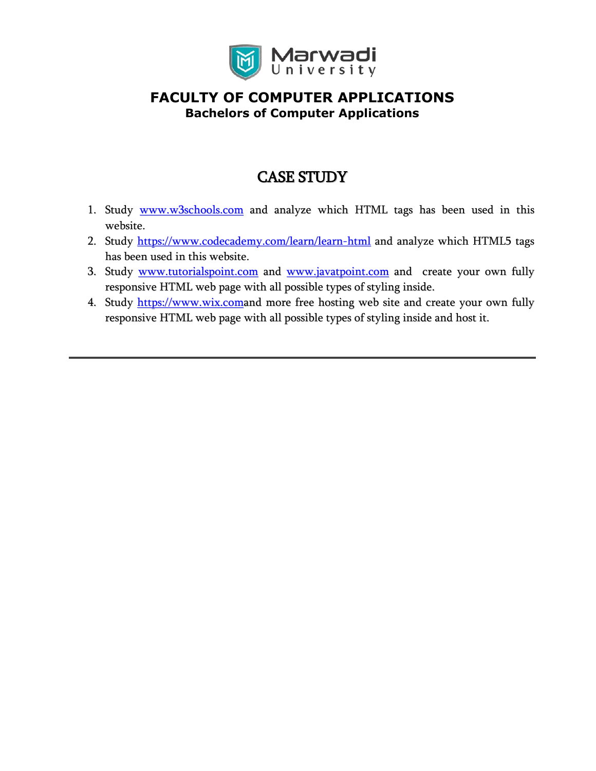**FACULTY OF COMPUTER APPLICATIONS**
**Bachelors of Computer Applications**

# CASE STUDY

1. Study www.w3schools.com and analyze which HTML tags has been used in this website.
2. Study https://www.codecademy.com/learn/learn-html and analyze which HTML5 tags has been used in this website.
3. Study www.tutorialspoint.com and www.javatpoint.com and create your own fully responsive HTML web page with all possible types of styling inside.
4. Study https://www.wix.comand more free hosting web site and create your own fully responsive HTML web page with all possible types of styling inside and host it.